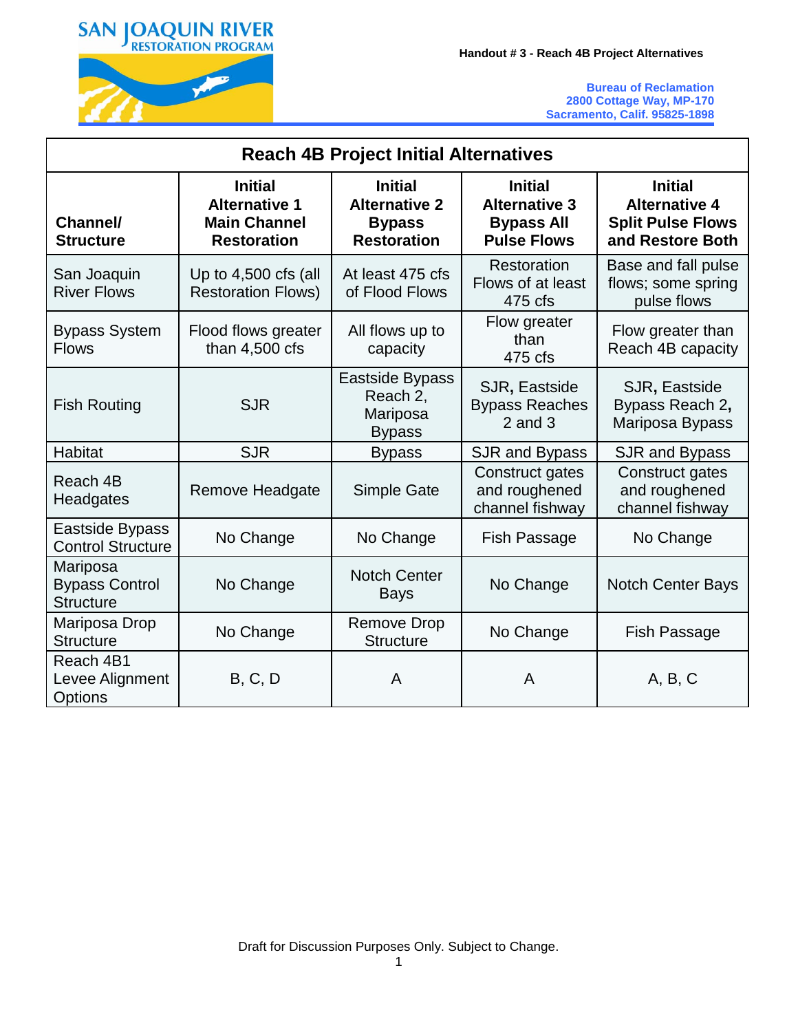SAN JOAQUIN RIVER
RESTORATION PROGRAM

**Handout # 3 - Reach 4B Project Alternatives**

**Bureau of Reclamation**
**2800 Cottage Way, MP-170**
**Sacramento, Calif. 95825-1898**

| **Reach 4B Project Initial Alternatives** | | | | |
|---|---|---|---|---|
| **Channel/ Structure** | **Initial Alternative 1 Main Channel Restoration** | **Initial Alternative 2 Bypass Restoration** | **Initial Alternative 3 Bypass All Pulse Flows** | **Initial Alternative 4 Split Pulse Flows and Restore Both** |
| San Joaquin River Flows | Up to 4,500 cfs (all Restoration Flows) | At least 475 cfs of Flood Flows | Restoration Flows of at least 475 cfs | Base and fall pulse flows; some spring pulse flows |
| Bypass System Flows | Flood flows greater than 4,500 cfs | All flows up to capacity | Flow greater than 475 cfs | Flow greater than Reach 4B capacity |
| Fish Routing | SJR | Eastside Bypass Reach 2, Mariposa Bypass | SJR, Eastside Bypass Reaches 2 and 3 | SJR, Eastside Bypass Reach 2, Mariposa Bypass |
| Habitat | SJR | Bypass | SJR and Bypass | SJR and Bypass |
| Reach 4B Headgates | Remove Headgate | Simple Gate | Construct gates and roughened channel fishway | Construct gates and roughened channel fishway |
| Eastside Bypass Control Structure | No Change | No Change | Fish Passage | No Change |
| Mariposa Bypass Control Structure | No Change | Notch Center Bays | No Change | Notch Center Bays |
| Mariposa Drop Structure | No Change | Remove Drop Structure | No Change | Fish Passage |
| Reach 4B1 Levee Alignment Options | B, C, D | A | A | A, B, C |

Draft for Discussion Purposes Only. Subject to Change.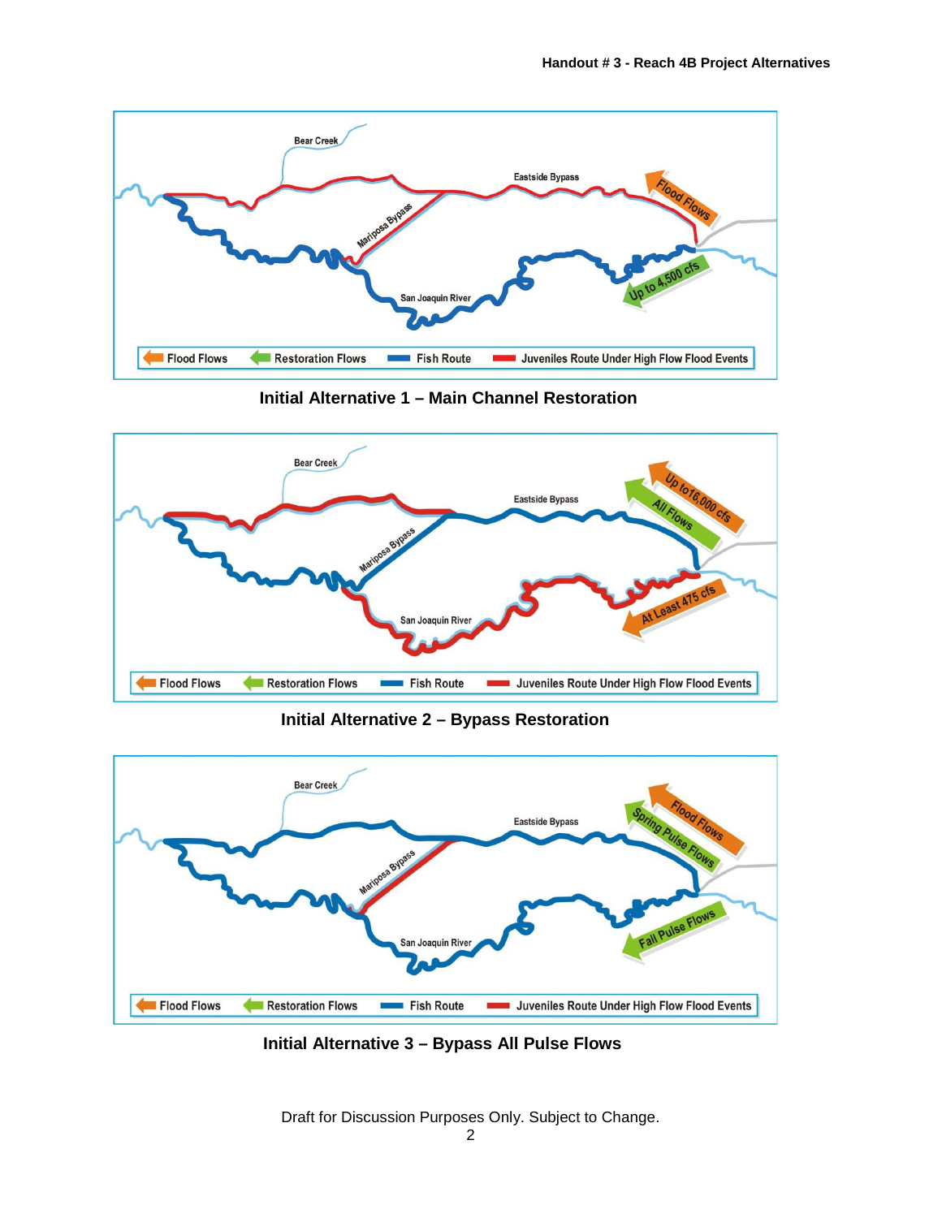Bear Creek

Eastside Bypass

Flood Flows

Mariposa Bypass

Up to 4,500 cfs

San Joaquin River

Flood Flows | Restoration Flows | Fish Route | Juveniles Route Under High Flow Flood Events

**Initial Alternative 1 – Main Channel Restoration**

Bear Creek

Eastside Bypass

Up to16,000 cfs

All Flows

Mariposa Bypass

At Least 475 cfs

San Joaquin River

Flood Flows | Restoration Flows | Fish Route | Juveniles Route Under High Flow Flood Events

**Initial Alternative 2 – Bypass Restoration**

Bear Creek

Eastside Bypass

Flood Flows

Spring Pulse Flows

Mariposa Bypass

Fall Pulse Flows

San Joaquin River

Flood Flows | Restoration Flows | Fish Route | Juveniles Route Under High Flow Flood Events

**Initial Alternative 3 – Bypass All Pulse Flows**

Draft for Discussion Purposes Only. Subject to Change.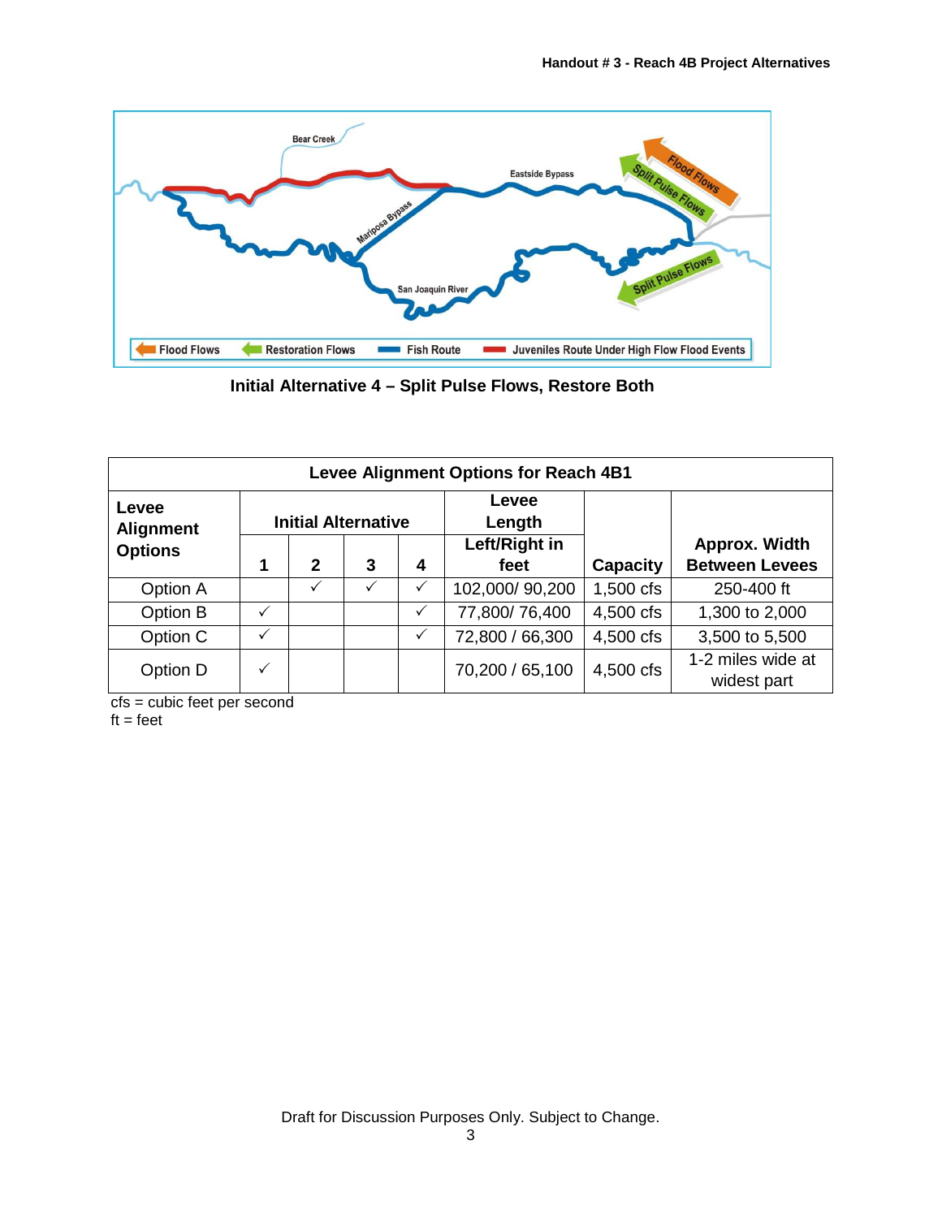Bear Creek

Eastside Bypass

Flood Flows

Split Pulse Flows

Mariposa Bypass

San Joaquin River

Split Pulse Flows

Flood Flows | Restoration Flows | Fish Route | Juveniles Route Under High Flow Flood Events

**Initial Alternative 4 – Split Pulse Flows, Restore Both**

| Levee Alignment Options for Reach 4B1 | | | | | | | |
|---|---|---|---|---|---|---|---|
| **Levee Alignment Options** | **Initial Alternative** | | | | **Levee Length Left/Right in feet** | **Capacity** | **Approx. Width Between Levees** |
| | **1** | **2** | **3** | **4** | | | |
| Option A | | ✓ | ✓ | ✓ | 102,000/ 90,200 | 1,500 cfs | 250-400 ft |
| Option B | ✓ | | | ✓ | 77,800/ 76,400 | 4,500 cfs | 1,300 to 2,000 |
| Option C | ✓ | | | ✓ | 72,800 / 66,300 | 4,500 cfs | 3,500 to 5,500 |
| Option D | ✓ | | | | 70,200 / 65,100 | 4,500 cfs | 1-2 miles wide at widest part |

cfs = cubic feet per second
ft = feet

Draft for Discussion Purposes Only. Subject to Change.